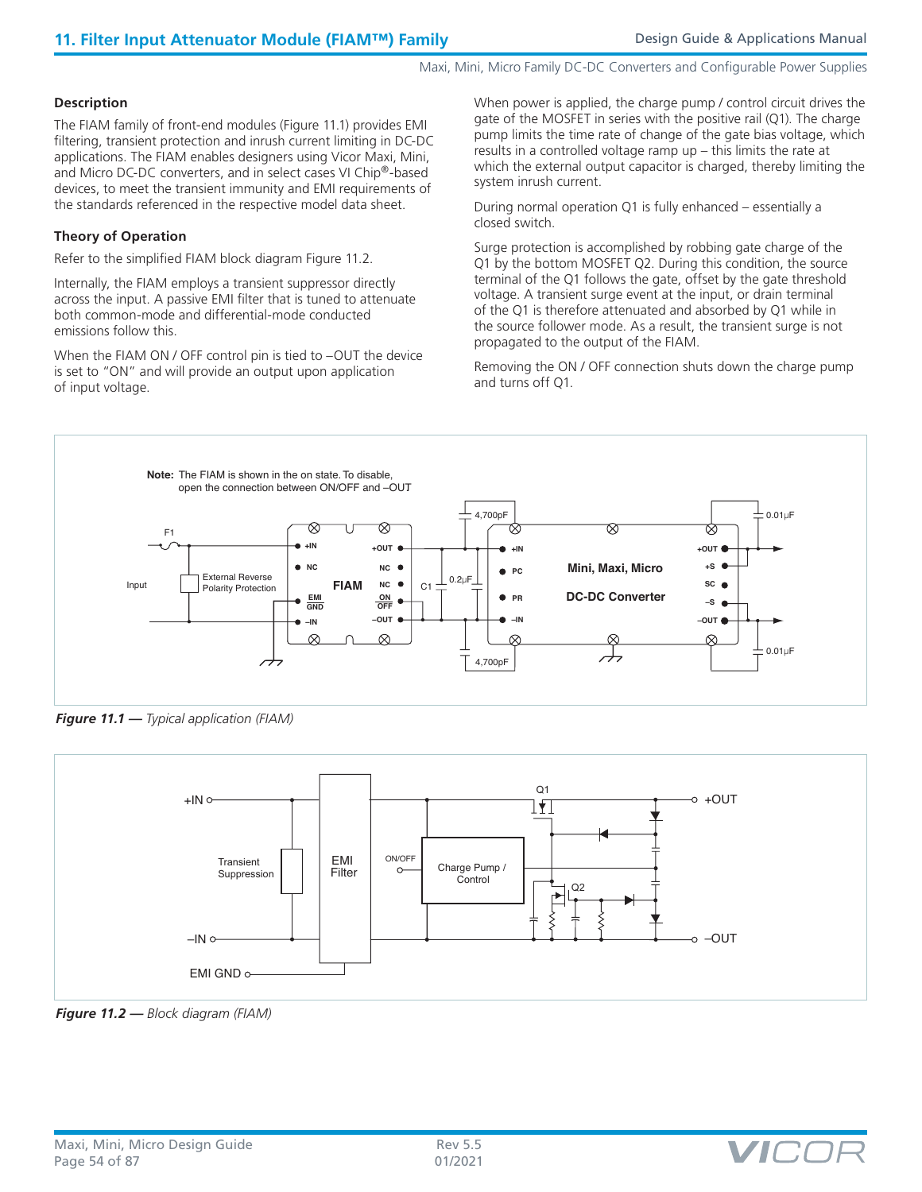## Description

The FIAM family of front-end modules (Figure 11.1) provides EMI filtering, transient protection and inrush current limiting in DC-DC applications. The FIAM enables designers using Vicor Maxi, Mini, and Micro DC-DC converters, and in select cases VI Chip®-based devices, to meet the transient immunity and EMI requirements of the standards referenced in the respective model data sheet.

## Theory of Operation

Refer to the simplified FIAM block diagram Figure 11.2.

Internally, the FIAM employs a transient suppressor directly across the input. A passive EMI filter that is tuned to attenuate both common-mode and differential-mode conducted emissions follow this.

When the FIAM ON / OFF control pin is tied to –OUT the device is set to "ON" and will provide an output upon application of input voltage.

When power is applied, the charge pump / control circuit drives the gate of the MOSFET in series with the positive rail (Q1). The charge pump limits the time rate of change of the gate bias voltage, which results in a controlled voltage ramp up – this limits the rate at which the external output capacitor is charged, thereby limiting the system inrush current.

During normal operation Q1 is fully enhanced – essentially a closed switch.

Surge protection is accomplished by robbing gate charge of the Q1 by the bottom MOSFET Q2. During this condition, the source terminal of the Q1 follows the gate, offset by the gate threshold voltage. A transient surge event at the input, or drain terminal of the Q1 is therefore attenuated and absorbed by Q1 while in the source follower mode. As a result, the transient surge is not propagated to the output of the FIAM.

Removing the ON / OFF connection shuts down the charge pump and turns off Q1.

*Figure 11.1 — Typical application (FIAM)*

*Figure 11.2 — Block diagram (FIAM)*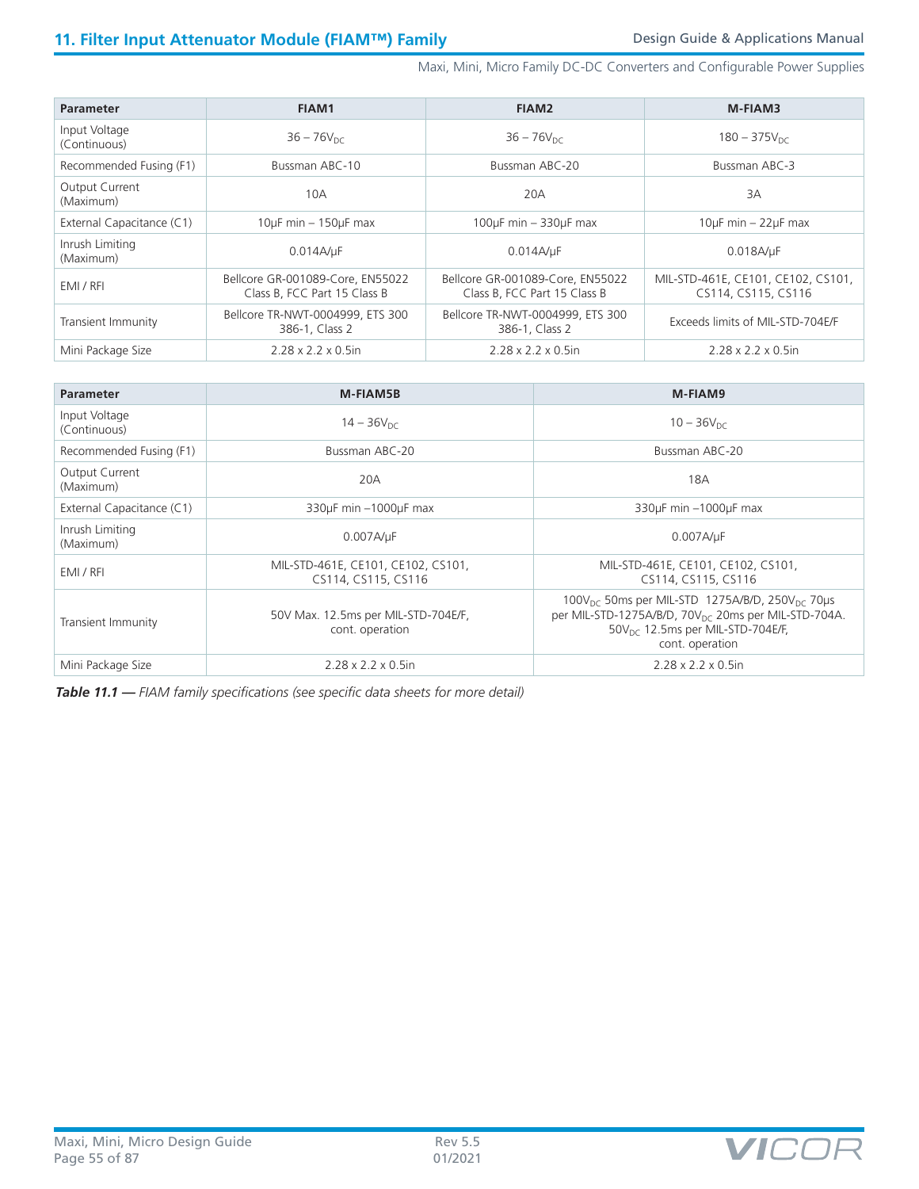| Parameter | FIAM1 | FIAM2 | M-FIAM3 |
|---|---|---|---|
| Input Voltage (Continuous) | 36 – $76V_{DC}$ | 36 – $76V_{DC}$ | 180 – $375V_{DC}$ |
| Recommended Fusing (F1) | Bussman ABC-10 | Bussman ABC-20 | Bussman ABC-3 |
| Output Current (Maximum) | 10A | 20A | 3A |
| External Capacitance (C1) | 10µF min – 150µF max | 100µF min – 330µF max | 10µF min – 22µF max |
| Inrush Limiting (Maximum) | 0.014A/µF | 0.014A/µF | 0.018A/µF |
| EMI / RFI | Bellcore GR-001089-Core, EN55022 Class B, FCC Part 15 Class B | Bellcore GR-001089-Core, EN55022 Class B, FCC Part 15 Class B | MIL-STD-461E, CE101, CE102, CS101, CS114, CS115, CS116 |
| Transient Immunity | Bellcore TR-NWT-0004999, ETS 300 386-1, Class 2 | Bellcore TR-NWT-0004999, ETS 300 386-1, Class 2 | Exceeds limits of MIL-STD-704E/F |
| Mini Package Size | 2.28 x 2.2 x 0.5in | 2.28 x 2.2 x 0.5in | 2.28 x 2.2 x 0.5in |

| Parameter | M-FIAM5B | M-FIAM9 |
|---|---|---|
| Input Voltage (Continuous) | 14 – $36V_{DC}$ | 10 – $36V_{DC}$ |
| Recommended Fusing (F1) | Bussman ABC-20 | Bussman ABC-20 |
| Output Current (Maximum) | 20A | 18A |
| External Capacitance (C1) | 330µF min –1000µF max | 330µF min –1000µF max |
| Inrush Limiting (Maximum) | 0.007A/µF | 0.007A/µF |
| EMI / RFI | MIL-STD-461E, CE101, CE102, CS101, CS114, CS115, CS116 | MIL-STD-461E, CE101, CE102, CS101, CS114, CS115, CS116 |
| Transient Immunity | 50V Max. 12.5ms per MIL-STD-704E/F, cont. operation | $100V_{DC}$ 50ms per MIL-STD 1275A/B/D, $250V_{DC}$ 70µs per MIL-STD-1275A/B/D, $70V_{DC}$ 20ms per MIL-STD-704A. $50V_{DC}$ 12.5ms per MIL-STD-704E/F, cont. operation |
| Mini Package Size | 2.28 x 2.2 x 0.5in | 2.28 x 2.2 x 0.5in |

***Table 11.1 —*** *FIAM family specifications (see specific data sheets for more detail)*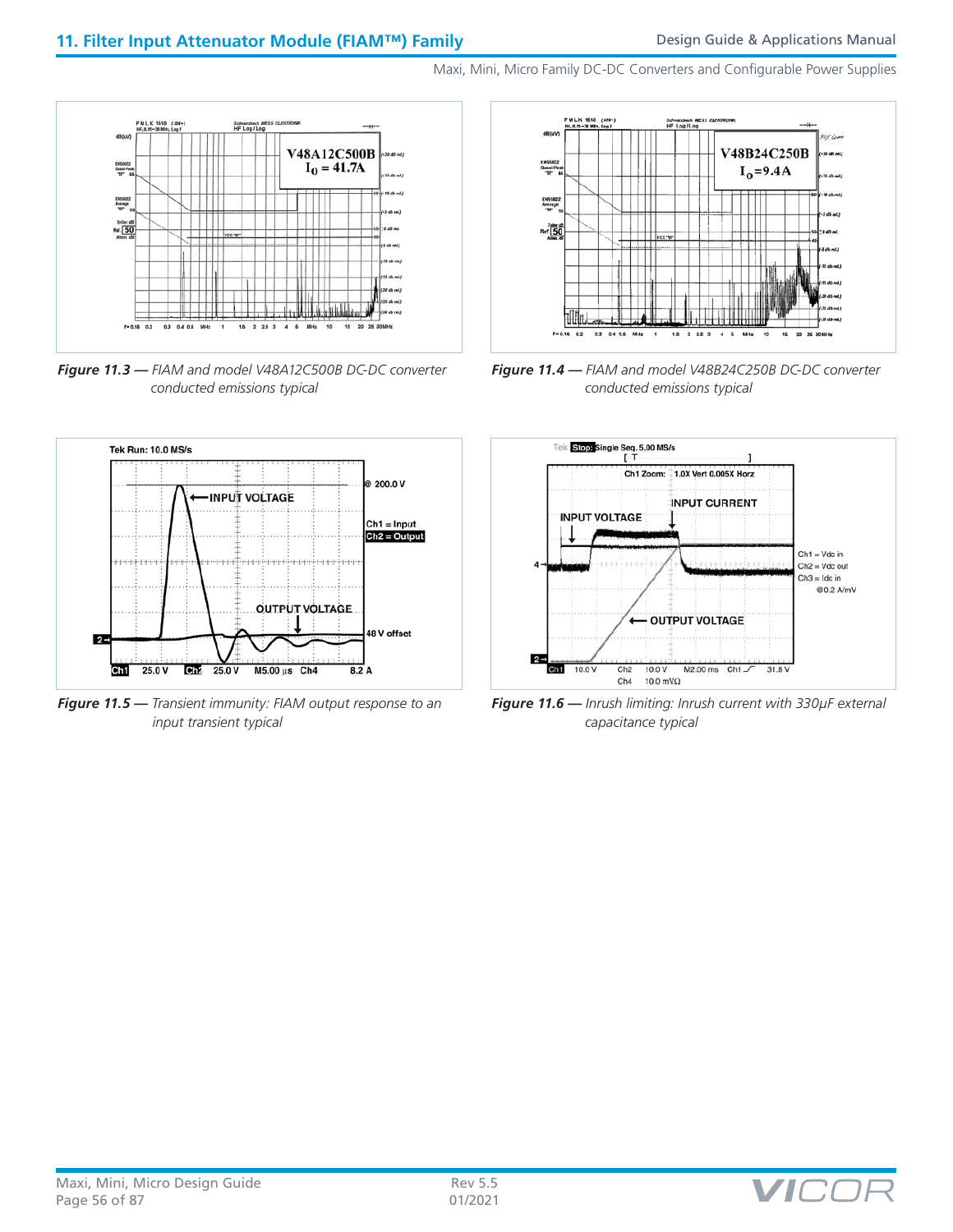V48A12C500B
$I_0$ = 41.7A

*Figure 11.3 — FIAM and model V48A12C500B DC-DC converter conducted emissions typical*

V48B24C250B
$I_0$=9.4A

*Figure 11.4 — FIAM and model V48B24C250B DC-DC converter conducted emissions typical*

Tek Run: 10.0 MS/s
INPUT VOLTAGE
@ 200.0 V
Ch1 = Input
Ch2 = Output
OUTPUT VOLTAGE
48 V offset
Ch1 25.0 V Ch2 25.0 V M5.00 µs Ch4 8.2 A

*Figure 11.5 — Transient immunity: FIAM output response to an input transient typical*

Tek Stop: Single Seq. 5.00 MS/s
Ch1 Zoom: 1.0X Vert 0.005X Horz
INPUT CURRENT
INPUT VOLTAGE
Ch1 = Vdc in
Ch2 = Vdc out
Ch3 = Idc in
@0.2 A/mV
OUTPUT VOLTAGE
Ch1 10.0 V Ch2 10.0 V M2.00 ms Ch1 31.8 V
Ch4 10.0 mVΩ

*Figure 11.6 — Inrush limiting: Inrush current with 330µF external capacitance typical*